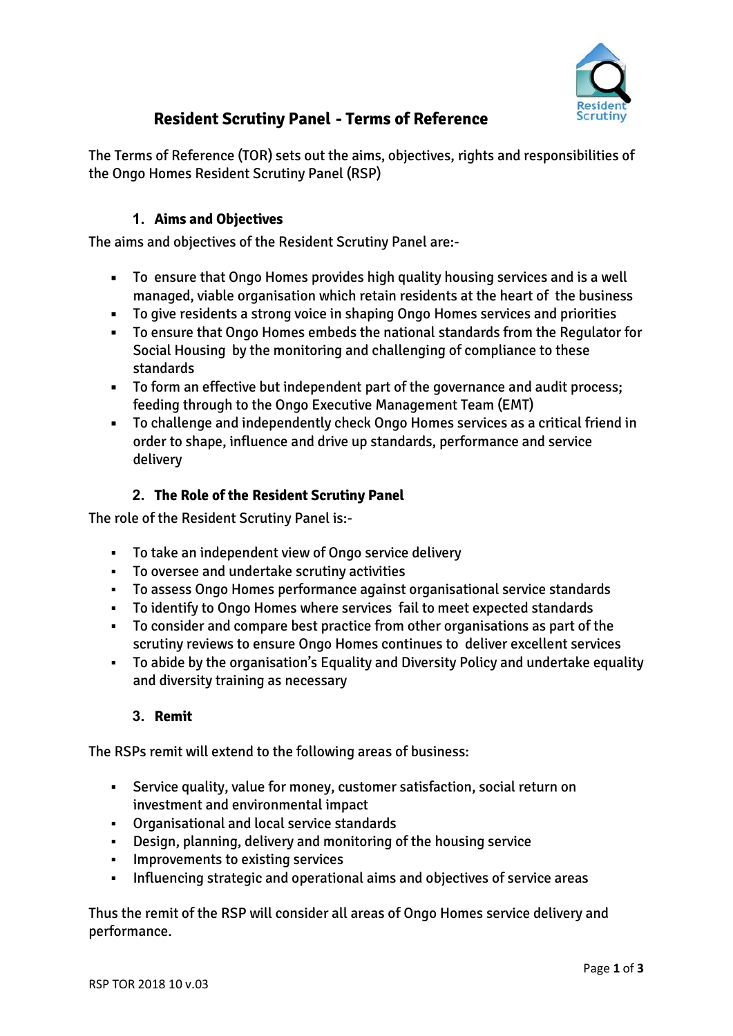# Resident Scrutiny Panel - Terms of Reference

The Terms of Reference (TOR) sets out the aims, objectives, rights and responsibilities of the Ongo Homes Resident Scrutiny Panel (RSP)

## 1. Aims and Objectives

The aims and objectives of the Resident Scrutiny Panel are:-

- To ensure that Ongo Homes provides high quality housing services and is a well managed, viable organisation which retain residents at the heart of the business
- To give residents a strong voice in shaping Ongo Homes services and priorities
- To ensure that Ongo Homes embeds the national standards from the Regulator for Social Housing by the monitoring and challenging of compliance to these standards
- To form an effective but independent part of the governance and audit process; feeding through to the Ongo Executive Management Team (EMT)
- To challenge and independently check Ongo Homes services as a critical friend in order to shape, influence and drive up standards, performance and service delivery

## 2. The Role of the Resident Scrutiny Panel

The role of the Resident Scrutiny Panel is:-

- To take an independent view of Ongo service delivery
- To oversee and undertake scrutiny activities
- To assess Ongo Homes performance against organisational service standards
- To identify to Ongo Homes where services fail to meet expected standards
- To consider and compare best practice from other organisations as part of the scrutiny reviews to ensure Ongo Homes continues to deliver excellent services
- To abide by the organisation's Equality and Diversity Policy and undertake equality and diversity training as necessary

## 3. Remit

The RSPs remit will extend to the following areas of business:

- Service quality, value for money, customer satisfaction, social return on investment and environmental impact
- Organisational and local service standards
- Design, planning, delivery and monitoring of the housing service
- Improvements to existing services
- Influencing strategic and operational aims and objectives of service areas

Thus the remit of the RSP will consider all areas of Ongo Homes service delivery and performance.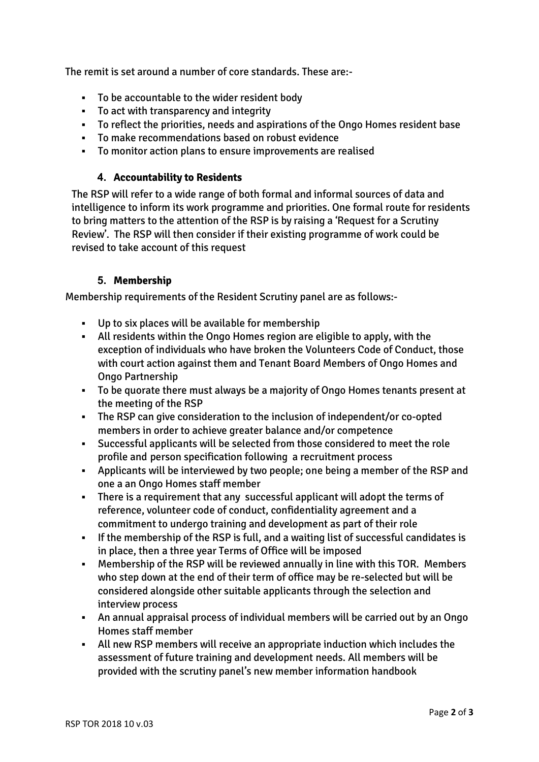The remit is set around a number of core standards. These are:-

- To be accountable to the wider resident body
- To act with transparency and integrity
- To reflect the priorities, needs and aspirations of the Ongo Homes resident base
- To make recommendations based on robust evidence
- To monitor action plans to ensure improvements are realised

## 4. Accountability to Residents

The RSP will refer to a wide range of both formal and informal sources of data and intelligence to inform its work programme and priorities. One formal route for residents to bring matters to the attention of the RSP is by raising a 'Request for a Scrutiny Review'. The RSP will then consider if their existing programme of work could be revised to take account of this request

## 5. Membership

Membership requirements of the Resident Scrutiny panel are as follows:-

- Up to six places will be available for membership
- All residents within the Ongo Homes region are eligible to apply, with the exception of individuals who have broken the Volunteers Code of Conduct, those with court action against them and Tenant Board Members of Ongo Homes and Ongo Partnership
- To be quorate there must always be a majority of Ongo Homes tenants present at the meeting of the RSP
- The RSP can give consideration to the inclusion of independent/or co-opted members in order to achieve greater balance and/or competence
- Successful applicants will be selected from those considered to meet the role profile and person specification following a recruitment process
- Applicants will be interviewed by two people; one being a member of the RSP and one a an Ongo Homes staff member
- There is a requirement that any successful applicant will adopt the terms of reference, volunteer code of conduct, confidentiality agreement and a commitment to undergo training and development as part of their role
- If the membership of the RSP is full, and a waiting list of successful candidates is in place, then a three year Terms of Office will be imposed
- Membership of the RSP will be reviewed annually in line with this TOR. Members who step down at the end of their term of office may be re-selected but will be considered alongside other suitable applicants through the selection and interview process
- An annual appraisal process of individual members will be carried out by an Ongo Homes staff member
- All new RSP members will receive an appropriate induction which includes the assessment of future training and development needs. All members will be provided with the scrutiny panel's new member information handbook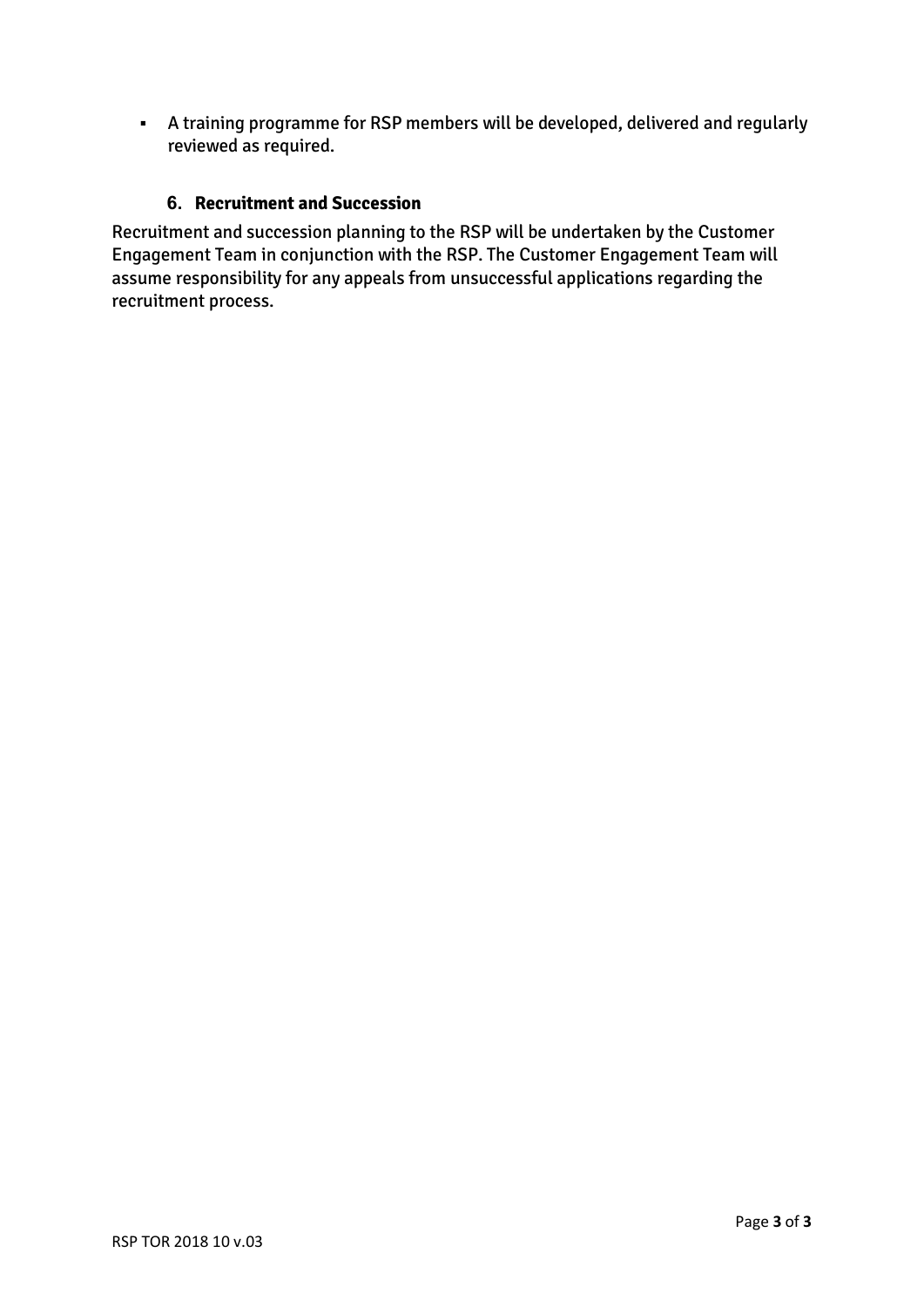- A training programme for RSP members will be developed, delivered and regularly reviewed as required.

## 6. Recruitment and Succession

Recruitment and succession planning to the RSP will be undertaken by the Customer Engagement Team in conjunction with the RSP. The Customer Engagement Team will assume responsibility for any appeals from unsuccessful applications regarding the recruitment process.